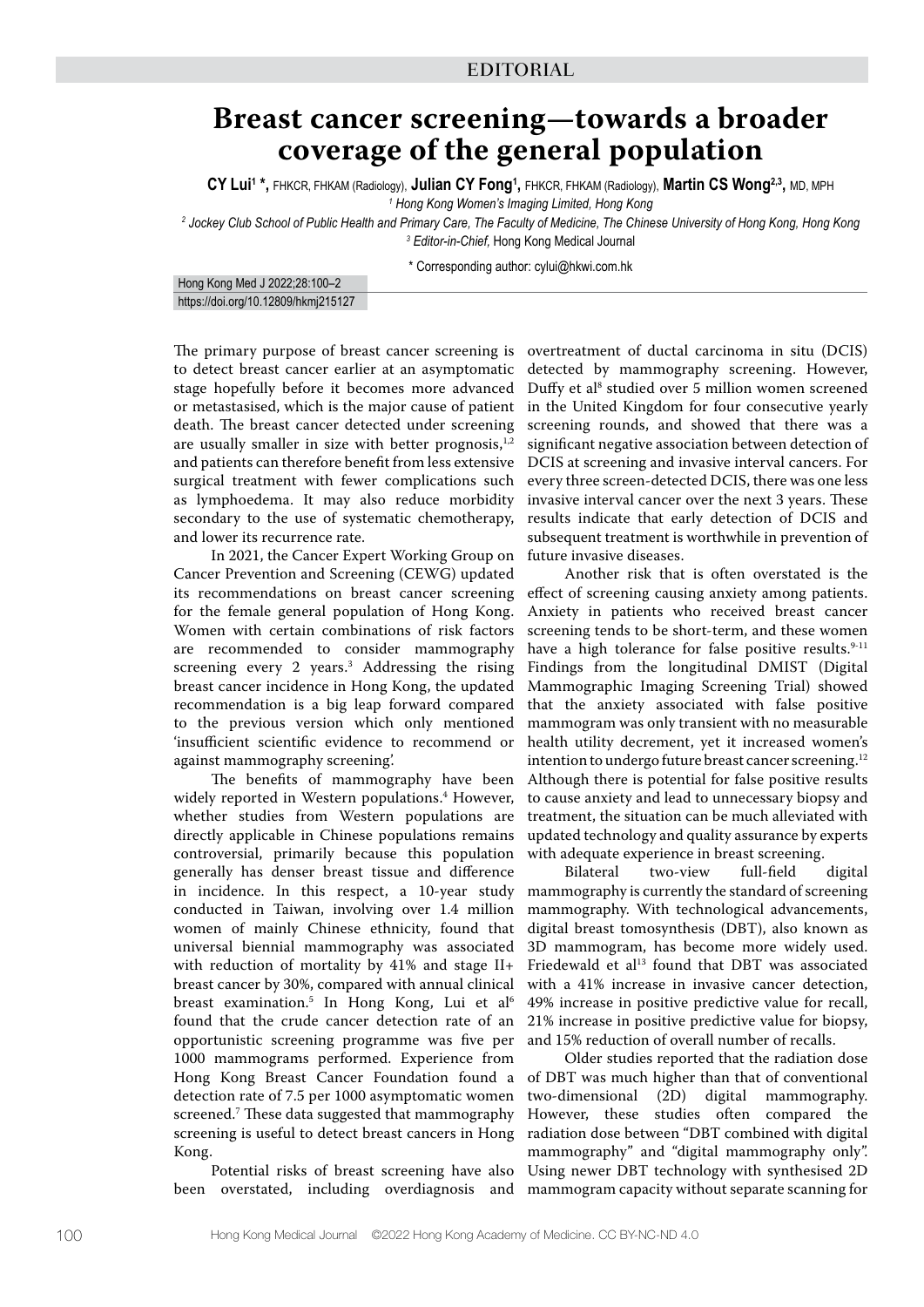EDITORIAL

# Breast cancer screening—towards a broader coverage of the general population

**CY Lui[1] \*,** FHKCR, FHKAM (Radiology), **Julian CY Fong[1],** FHKCR, FHKAM (Radiology), **Martin CS Wong[2,3],** MD, MPH

*[1] Hong Kong Women's Imaging Limited, Hong Kong*

*[2] Jockey Club School of Public Health and Primary Care, The Faculty of Medicine, The Chinese University of Hong Kong, Hong Kong*

*[3] Editor-in-Chief,* Hong Kong Medical Journal

\* Corresponding author: cylui@hkwi.com.hk

https://doi.org/10.12809/hkmj215127

The primary purpose of breast cancer screening is to detect breast cancer earlier at an asymptomatic stage hopefully before it becomes more advanced or metastasised, which is the major cause of patient death. The breast cancer detected under screening are usually smaller in size with better prognosis,[1,2] and patients can therefore benefit from less extensive surgical treatment with fewer complications such as lymphoedema. It may also reduce morbidity secondary to the use of systematic chemotherapy, and lower its recurrence rate.

In 2021, the Cancer Expert Working Group on Cancer Prevention and Screening (CEWG) updated its recommendations on breast cancer screening for the female general population of Hong Kong. Women with certain combinations of risk factors are recommended to consider mammography screening every 2 years.[3] Addressing the rising breast cancer incidence in Hong Kong, the updated recommendation is a big leap forward compared to the previous version which only mentioned 'insufficient scientific evidence to recommend or against mammography screening'.

The benefits of mammography have been widely reported in Western populations.[4] However, whether studies from Western populations are directly applicable in Chinese populations remains controversial, primarily because this population generally has denser breast tissue and difference in incidence. In this respect, a 10-year study conducted in Taiwan, involving over 1.4 million women of mainly Chinese ethnicity, found that universal biennial mammography was associated with reduction of mortality by 41% and stage II+ breast cancer by 30%, compared with annual clinical breast examination.[5] In Hong Kong, Lui et al[6] found that the crude cancer detection rate of an opportunistic screening programme was five per 1000 mammograms performed. Experience from Hong Kong Breast Cancer Foundation found a detection rate of 7.5 per 1000 asymptomatic women screened.[7] These data suggested that mammography screening is useful to detect breast cancers in Hong Kong.

Potential risks of breast screening have also been overstated, including overdiagnosis and overtreatment of ductal carcinoma in situ (DCIS) detected by mammography screening. However, Duffy et al[8] studied over 5 million women screened in the United Kingdom for four consecutive yearly screening rounds, and showed that there was a significant negative association between detection of DCIS at screening and invasive interval cancers. For every three screen-detected DCIS, there was one less invasive interval cancer over the next 3 years. These results indicate that early detection of DCIS and subsequent treatment is worthwhile in prevention of future invasive diseases.

Another risk that is often overstated is the effect of screening causing anxiety among patients. Anxiety in patients who received breast cancer screening tends to be short-term, and these women have a high tolerance for false positive results.[9-11] Findings from the longitudinal DMIST (Digital Mammographic Imaging Screening Trial) showed that the anxiety associated with false positive mammogram was only transient with no measurable health utility decrement, yet it increased women's intention to undergo future breast cancer screening.[12] Although there is potential for false positive results to cause anxiety and lead to unnecessary biopsy and treatment, the situation can be much alleviated with updated technology and quality assurance by experts with adequate experience in breast screening.

Bilateral two-view full-field digital mammography is currently the standard of screening mammography. With technological advancements, digital breast tomosynthesis (DBT), also known as 3D mammogram, has become more widely used. Friedewald et al[13] found that DBT was associated with a 41% increase in invasive cancer detection, 49% increase in positive predictive value for recall, 21% increase in positive predictive value for biopsy, and 15% reduction of overall number of recalls.

Older studies reported that the radiation dose of DBT was much higher than that of conventional two-dimensional (2D) digital mammography. However, these studies often compared the radiation dose between "DBT combined with digital mammography" and "digital mammography only". Using newer DBT technology with synthesised 2D mammogram capacity without separate scanning for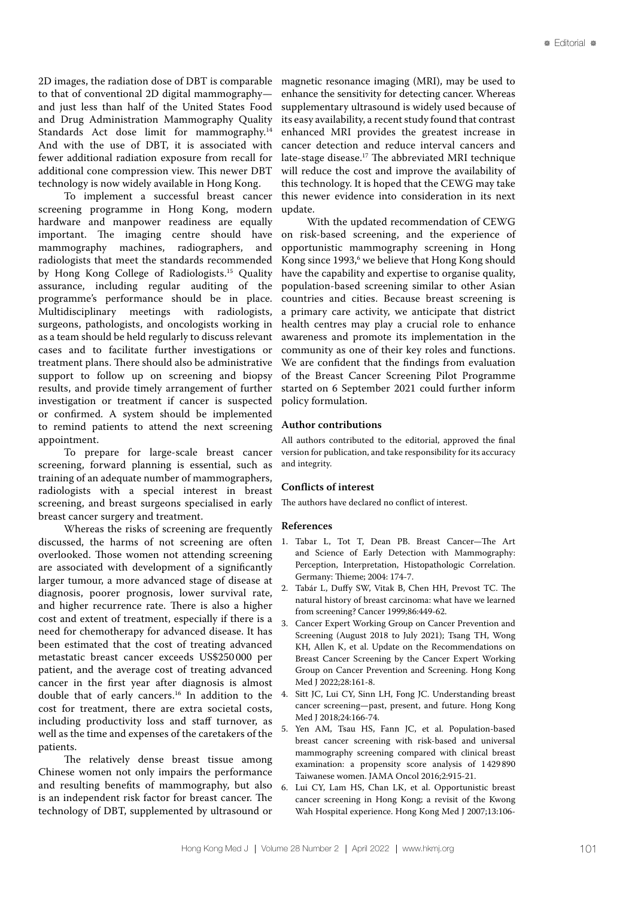2D images, the radiation dose of DBT is comparable to that of conventional 2D digital mammography—and just less than half of the United States Food and Drug Administration Mammography Quality Standards Act dose limit for mammography.[14] And with the use of DBT, it is associated with fewer additional radiation exposure from recall for additional cone compression view. This newer DBT technology is now widely available in Hong Kong.

To implement a successful breast cancer screening programme in Hong Kong, modern hardware and manpower readiness are equally important. The imaging centre should have mammography machines, radiographers, and radiologists that meet the standards recommended by Hong Kong College of Radiologists.[15] Quality assurance, including regular auditing of the programme's performance should be in place. Multidisciplinary meetings with radiologists, surgeons, pathologists, and oncologists working in as a team should be held regularly to discuss relevant cases and to facilitate further investigations or treatment plans. There should also be administrative support to follow up on screening and biopsy results, and provide timely arrangement of further investigation or treatment if cancer is suspected or confirmed. A system should be implemented to remind patients to attend the next screening appointment.

To prepare for large-scale breast cancer screening, forward planning is essential, such as training of an adequate number of mammographers, radiologists with a special interest in breast screening, and breast surgeons specialised in early breast cancer surgery and treatment.

Whereas the risks of screening are frequently discussed, the harms of not screening are often overlooked. Those women not attending screening are associated with development of a significantly larger tumour, a more advanced stage of disease at diagnosis, poorer prognosis, lower survival rate, and higher recurrence rate. There is also a higher cost and extent of treatment, especially if there is a need for chemotherapy for advanced disease. It has been estimated that the cost of treating advanced metastatic breast cancer exceeds US$250 000 per patient, and the average cost of treating advanced cancer in the first year after diagnosis is almost double that of early cancers.[16] In addition to the cost for treatment, there are extra societal costs, including productivity loss and staff turnover, as well as the time and expenses of the caretakers of the patients.

The relatively dense breast tissue among Chinese women not only impairs the performance and resulting benefits of mammography, but also is an independent risk factor for breast cancer. The technology of DBT, supplemented by ultrasound or magnetic resonance imaging (MRI), may be used to enhance the sensitivity for detecting cancer. Whereas supplementary ultrasound is widely used because of its easy availability, a recent study found that contrast enhanced MRI provides the greatest increase in cancer detection and reduce interval cancers and late-stage disease.[17] The abbreviated MRI technique will reduce the cost and improve the availability of this technology. It is hoped that the CEWG may take this newer evidence into consideration in its next update.

With the updated recommendation of CEWG on risk-based screening, and the experience of opportunistic mammography screening in Hong Kong since 1993,[6] we believe that Hong Kong should have the capability and expertise to organise quality, population-based screening similar to other Asian countries and cities. Because breast screening is a primary care activity, we anticipate that district health centres may play a crucial role to enhance awareness and promote its implementation in the community as one of their key roles and functions. We are confident that the findings from evaluation of the Breast Cancer Screening Pilot Programme started on 6 September 2021 could further inform policy formulation.

### Author contributions

All authors contributed to the editorial, approved the final version for publication, and take responsibility for its accuracy and integrity.

### Conflicts of interest

The authors have declared no conflict of interest.

### References

1. Tabar L, Tot T, Dean PB. Breast Cancer—The Art and Science of Early Detection with Mammography: Perception, Interpretation, Histopathologic Correlation. Germany: Thieme; 2004: 174-7.
2. Tabár L, Duffy SW, Vitak B, Chen HH, Prevost TC. The natural history of breast carcinoma: what have we learned from screening? Cancer 1999;86:449-62.
3. Cancer Expert Working Group on Cancer Prevention and Screening (August 2018 to July 2021); Tsang TH, Wong KH, Allen K, et al. Update on the Recommendations on Breast Cancer Screening by the Cancer Expert Working Group on Cancer Prevention and Screening. Hong Kong Med J 2022;28:161-8.
4. Sitt JC, Lui CY, Sinn LH, Fong JC. Understanding breast cancer screening—past, present, and future. Hong Kong Med J 2018;24:166-74.
5. Yen AM, Tsau HS, Fann JC, et al. Population-based breast cancer screening with risk-based and universal mammography screening compared with clinical breast examination: a propensity score analysis of 1429890 Taiwanese women. JAMA Oncol 2016;2:915-21.
6. Lui CY, Lam HS, Chan LK, et al. Opportunistic breast cancer screening in Hong Kong; a revisit of the Kwong Wah Hospital experience. Hong Kong Med J 2007;13:106-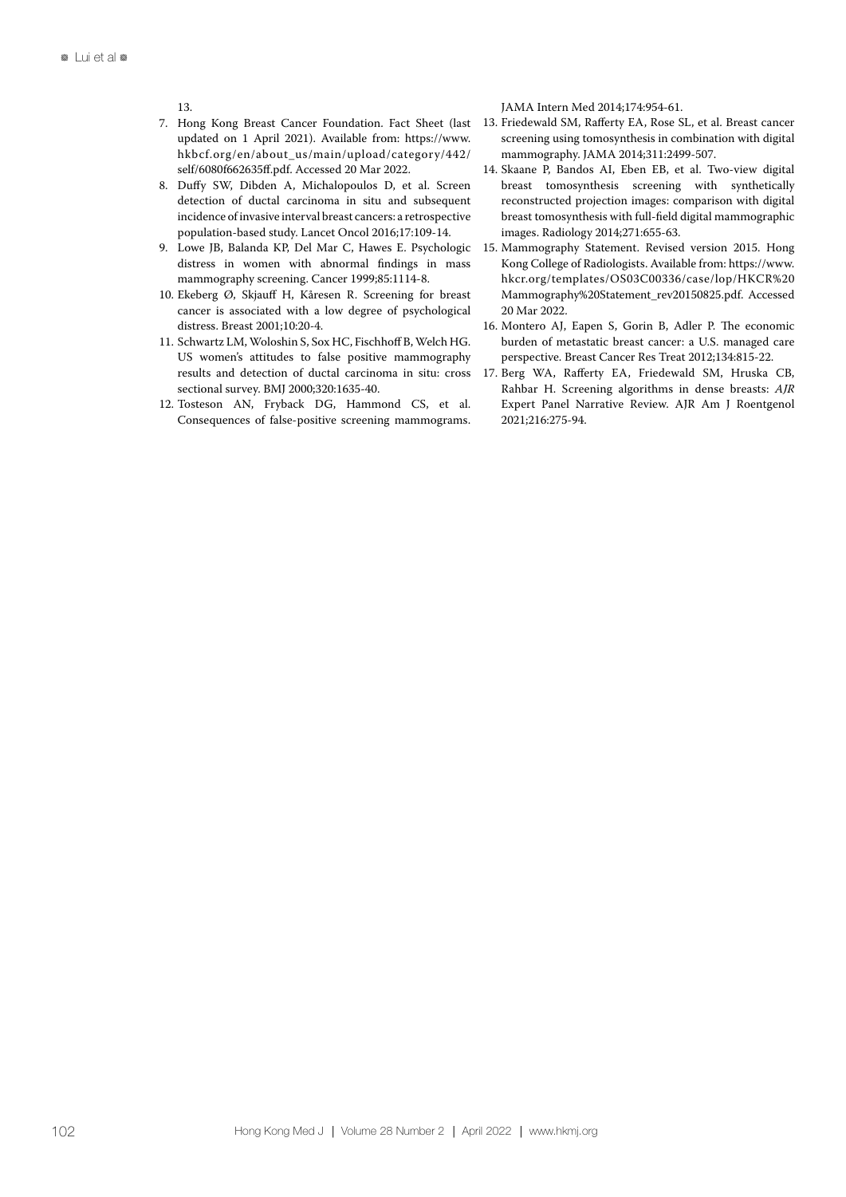13.

7. Hong Kong Breast Cancer Foundation. Fact Sheet (last updated on 1 April 2021). Available from: https://www.hkbcf.org/en/about_us/main/upload/category/442/self/6080f662635ff.pdf. Accessed 20 Mar 2022.
8. Duffy SW, Dibden A, Michalopoulos D, et al. Screen detection of ductal carcinoma in situ and subsequent incidence of invasive interval breast cancers: a retrospective population-based study. Lancet Oncol 2016;17:109-14.
9. Lowe JB, Balanda KP, Del Mar C, Hawes E. Psychologic distress in women with abnormal findings in mass mammography screening. Cancer 1999;85:1114-8.
10. Ekeberg Ø, Skjauff H, Kåresen R. Screening for breast cancer is associated with a low degree of psychological distress. Breast 2001;10:20-4.
11. Schwartz LM, Woloshin S, Sox HC, Fischhoff B, Welch HG. US women's attitudes to false positive mammography results and detection of ductal carcinoma in situ: cross sectional survey. BMJ 2000;320:1635-40.
12. Tosteson AN, Fryback DG, Hammond CS, et al. Consequences of false-positive screening mammograms. JAMA Intern Med 2014;174:954-61.
13. Friedewald SM, Rafferty EA, Rose SL, et al. Breast cancer screening using tomosynthesis in combination with digital mammography. JAMA 2014;311:2499-507.
14. Skaane P, Bandos AI, Eben EB, et al. Two-view digital breast tomosynthesis screening with synthetically reconstructed projection images: comparison with digital breast tomosynthesis with full-field digital mammographic images. Radiology 2014;271:655-63.
15. Mammography Statement. Revised version 2015. Hong Kong College of Radiologists. Available from: https://www.hkcr.org/templates/OS03C00336/case/lop/HKCR%20Mammography%20Statement_rev20150825.pdf. Accessed 20 Mar 2022.
16. Montero AJ, Eapen S, Gorin B, Adler P. The economic burden of metastatic breast cancer: a U.S. managed care perspective. Breast Cancer Res Treat 2012;134:815-22.
17. Berg WA, Rafferty EA, Friedewald SM, Hruska CB, Rahbar H. Screening algorithms in dense breasts: *AJR* Expert Panel Narrative Review. AJR Am J Roentgenol 2021;216:275-94.